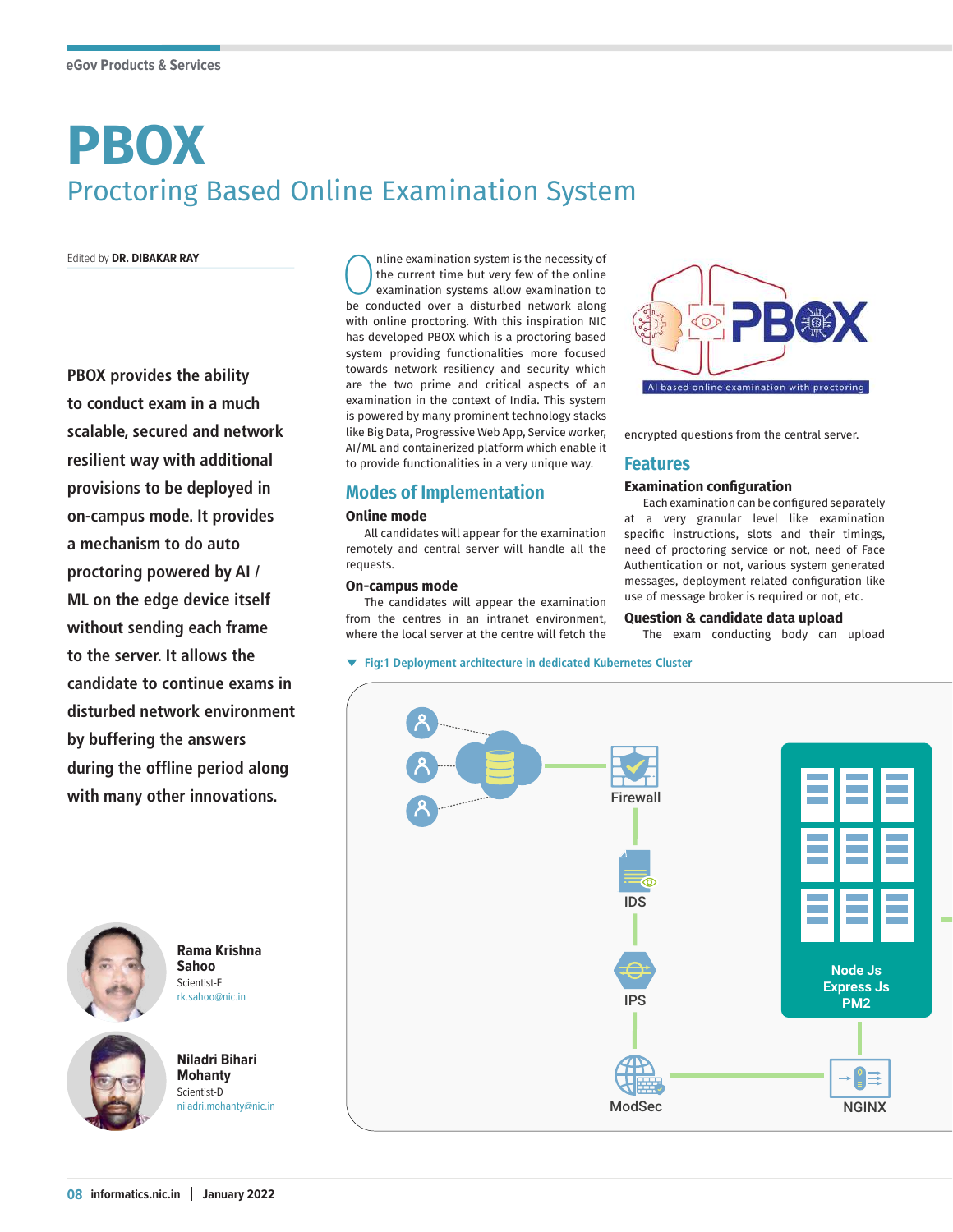# PBOX

## Proctoring Based Online Examination System

Edited by **DR. DIBAKAR RAY**

**PBOX provides the ability to conduct exam in a much scalable, secured and network resilient way with additional provisions to be deployed in on-campus mode. It provides a mechanism to do auto proctoring powered by AI / ML on the edge device itself without sending each frame to the server. It allows the candidate to continue exams in disturbed network environment by buffering the answers during the offline period along with many other innovations.**

**Rama Krishna Sahoo**
Scientist-E
rk.sahoo@nic.in

**Niladri Bihari Mohanty**
Scientist-D
niladri.mohanty@nic.in

Online examination system is the necessity of the current time but very few of the online examination systems allow examination to be conducted over a disturbed network along with online proctoring. With this inspiration NIC has developed PBOX which is a proctoring based system providing functionalities more focused towards network resiliency and security which are the two prime and critical aspects of an examination in the context of India. This system is powered by many prominent technology stacks like Big Data, Progressive Web App, Service worker, AI/ML and containerized platform which enable it to provide functionalities in a very unique way.

## Modes of Implementation

### Online mode

All candidates will appear for the examination remotely and central server will handle all the requests.

### On-campus mode

The candidates will appear the examination from the centres in an intranet environment, where the local server at the centre will fetch the encrypted questions from the central server.

## Features

### Examination configuration

Each examination can be configured separately at a very granular level like examination specific instructions, slots and their timings, need of proctoring service or not, need of Face Authentication or not, various system generated messages, deployment related configuration like use of message broker is required or not, etc.

### Question & candidate data upload

The exam conducting body can upload

Fig:1 Deployment architecture in dedicated Kubernetes Cluster

Firewall
IDS
IPS
ModSec
NGINX
Node Js
Express Js
PM2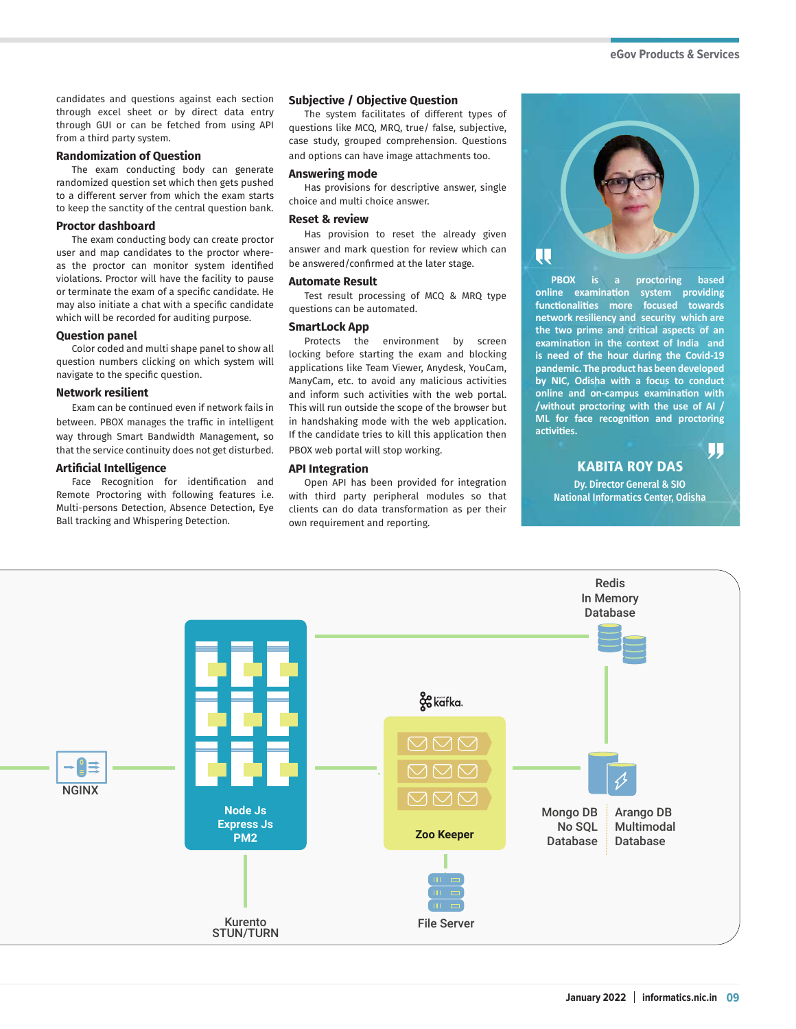candidates and questions against each section through excel sheet or by direct data entry through GUI or can be fetched from using API from a third party system.

### Randomization of Question

The exam conducting body can generate randomized question set which then gets pushed to a different server from which the exam starts to keep the sanctity of the central question bank.

### Proctor dashboard

The exam conducting body can create proctor user and map candidates to the proctor where-as the proctor can monitor system identified violations. Proctor will have the facility to pause or terminate the exam of a specific candidate. He may also initiate a chat with a specific candidate which will be recorded for auditing purpose.

### Question panel

Color coded and multi shape panel to show all question numbers clicking on which system will navigate to the specific question.

### Network resilient

Exam can be continued even if network fails in between. PBOX manages the traffic in intelligent way through Smart Bandwidth Management, so that the service continuity does not get disturbed.

### Artificial Intelligence

Face Recognition for identification and Remote Proctoring with following features i.e. Multi-persons Detection, Absence Detection, Eye Ball tracking and Whispering Detection.

### Subjective / Objective Question

The system facilitates of different types of questions like MCQ, MRQ, true/ false, subjective, case study, grouped comprehension. Questions and options can have image attachments too.

### Answering mode

Has provisions for descriptive answer, single choice and multi choice answer.

### Reset & review

Has provision to reset the already given answer and mark question for review which can be answered/confirmed at the later stage.

### Automate Result

Test result processing of MCQ & MRQ type questions can be automated.

### SmartLock App

Protects the environment by screen locking before starting the exam and blocking applications like Team Viewer, Anydesk, YouCam, ManyCam, etc. to avoid any malicious activities and inform such activities with the web portal. This will run outside the scope of the browser but in handshaking mode with the web application. If the candidate tries to kill this application then PBOX web portal will stop working.

### API Integration

Open API has been provided for integration with third party peripheral modules so that clients can do data transformation as per their own requirement and reporting.

> **PBOX is a proctoring based online examination system providing functionalities more focused towards network resiliency and security which are the two prime and critical aspects of an examination in the context of India and is need of the hour during the Covid-19 pandemic. The product has been developed by NIC, Odisha with a focus to conduct online and on-campus examination with /without proctoring with the use of AI / ML for face recognition and proctoring activities.**
>
> **KABITA ROY DAS**
> Dy. Director General & SIO
> National Informatics Center, Odisha

NGINX

Node Js
Express Js
PM2

Kurento
STUN/TURN

kafka.

Zoo Keeper

File Server

Redis
In Memory
Database

Mongo DB
No SQL
Database

Arango DB
Multimodal
Database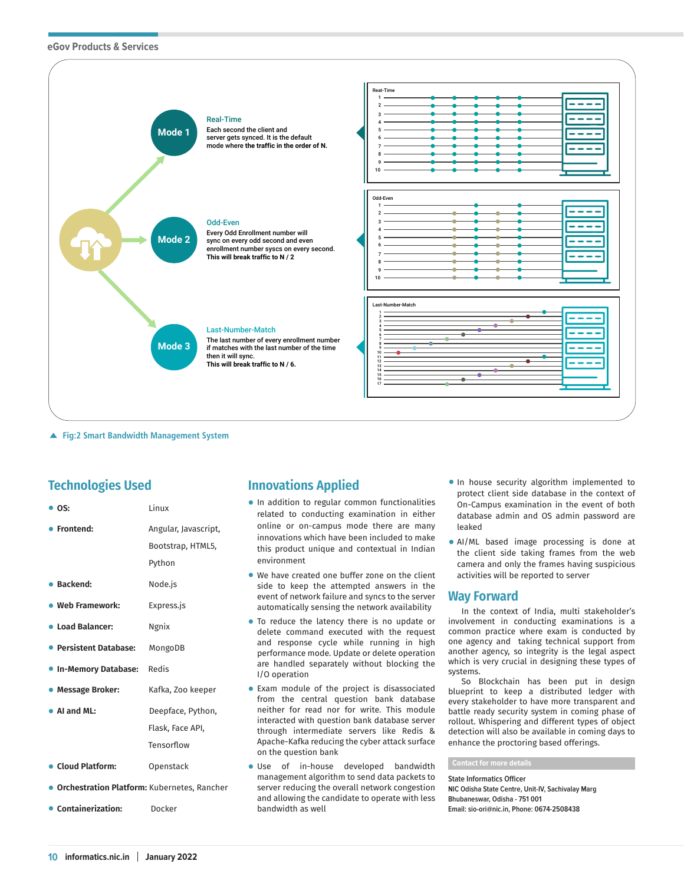Mode 1

Real-Time

Each second the client and server gets synced. It is the default mode where **the traffic in the order of N.**

Mode 2

Odd-Even

Every Odd Enrollment number will sync on every odd second and even enrollment number syscs on every second. **This will break traffic to N / 2**

Mode 3

Last-Number-Match

The last number of every enrollment number if matches with the last number of the time then it will sync. **This will break traffic to N / 6.**

Real-Time

1 2 3 4 5 6 7 8 9 10

Odd-Even

1 2 3 4 5 6 7 8 9 10

Last-Number-Match

1 2 3 4 5 6 7 8 9 10 11 12 13 14 15 16 17

▲ Fig:2 Smart Bandwidth Management System

## Technologies Used

- **OS:** Linux
- **Frontend:** Angular, Javascript, Bootstrap, HTML5, Python
- **Backend:** Node.js
- **Web Framework:** Express.js
- **Load Balancer:** Ngnix
- **Persistent Database:** MongoDB
- **In-Memory Database:** Redis
- **Message Broker:** Kafka, Zoo keeper
- **AI and ML:** Deepface, Python, Flask, Face API, Tensorflow
- **Cloud Platform:** Openstack
- **Orchestration Platform:** Kubernetes, Rancher
- **Containerization:** Docker

## Innovations Applied

- In addition to regular common functionalities related to conducting examination in either online or on-campus mode there are many innovations which have been included to make this product unique and contextual in Indian environment
- We have created one buffer zone on the client side to keep the attempted answers in the event of network failure and syncs to the server automatically sensing the network availability
- To reduce the latency there is no update or delete command executed with the request and response cycle while running in high performance mode. Update or delete operation are handled separately without blocking the I/O operation
- Exam module of the project is disassociated from the central question bank database neither for read nor for write. This module interacted with question bank database server through intermediate servers like Redis & Apache-Kafka reducing the cyber attack surface on the question bank
- Use of in-house developed bandwidth management algorithm to send data packets to server reducing the overall network congestion and allowing the candidate to operate with less bandwidth as well
- In house security algorithm implemented to protect client side database in the context of On-Campus examination in the event of both database admin and OS admin password are leaked
- AI/ML based image processing is done at the client side taking frames from the web camera and only the frames having suspicious activities will be reported to server

## Way Forward

In the context of India, multi stakeholder's involvement in conducting examinations is a common practice where exam is conducted by one agency and taking technical support from another agency, so integrity is the legal aspect very crucial in designing these types of systems.

So Blockchain has been put in design blueprint to keep a distributed ledger with every stakeholder to have more transparent and battle ready security system in coming phase of rollout. Whispering and different types of object detection will also be available in coming days to enhance the proctoring based offerings.

**Contact for more details**

State Informatics Officer
NIC Odisha State Centre, Unit-IV, Sachivalay Marg
Bhubaneswar, Odisha - 751 001
Email: sio-ori@nic.in, Phone: 0674-2508438